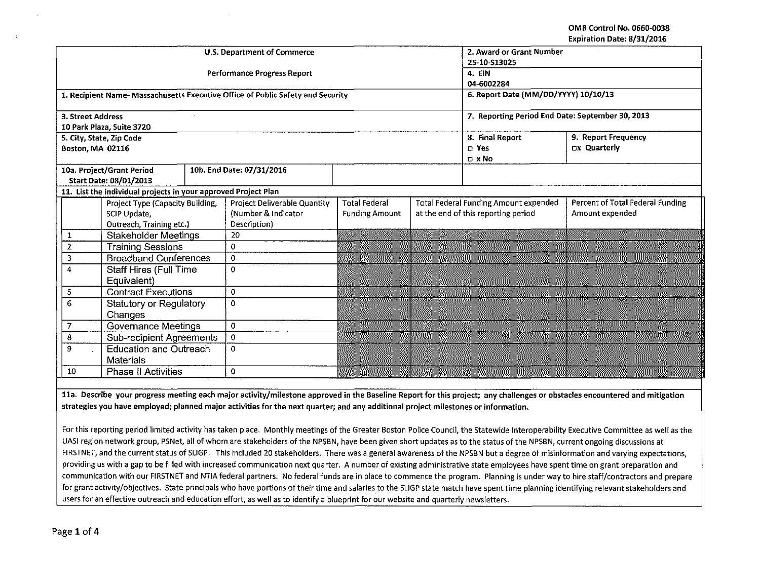OMB Control No. 0660-0038
Expiration Date: 8/31/2016

| U.S. Department of Commerce<br><br>Performance Progress Report | 2. Award or Grant Number<br>25-10-S13025 | |
|---|---|---|
| | 4. EIN<br>04-6002284 | |
| 1. Recipient Name- Massachusetts Executive Office of Public Safety and Security | 6. Report Date (MM/DD/YYYY) 10/10/13 | |
| 3. Street Address<br>10 Park Plaza, Suite 3720 | 7. Reporting Period End Date: September 30, 2013 | |
| 5. City, State, Zip Code<br>Boston, MA 02116 | 8. Final Report<br>□ Yes<br>□ x No | 9. Report Frequency<br>□x Quarterly |
| 10a. Project/Grant Period Start Date: 08/01/2013 — 10b. End Date: 07/31/2016 | | |

**11. List the individual projects in your approved Project Plan**

| | Project Type (Capacity Building, SCIP Update, Outreach, Training etc.) | Project Deliverable Quantity (Number & Indicator Description) | Total Federal Funding Amount | Total Federal Funding Amount expended at the end of this reporting period | Percent of Total Federal Funding Amount expended |
|---|---|---|---|---|---|
| 1 | Stakeholder Meetings | 20 | | | |
| 2 | Training Sessions | 0 | | | |
| 3 | Broadband Conferences | 0 | | | |
| 4 | Staff Hires (Full Time Equivalent) | 0 | | | |
| 5 | Contract Executions | 0 | | | |
| 6 | Statutory or Regulatory Changes | 0 | | | |
| 7 | Governance Meetings | 0 | | | |
| 8 | Sub-recipient Agreements | 0 | | | |
| 9 | Education and Outreach Materials | 0 | | | |
| 10 | Phase II Activities | 0 | | | |

**11a. Describe your progress meeting each major activity/milestone approved in the Baseline Report for this project; any challenges or obstacles encountered and mitigation strategies you have employed; planned major activities for the next quarter; and any additional project milestones or information.**

For this reporting period limited activity has taken place. Monthly meetings of the Greater Boston Police Council, the Statewide Interoperability Executive Committee as well as the UASI region network group, PSNet, all of whom are stakeholders of the NPSBN, have been given short updates as to the status of the NPSBN, current ongoing discussions at FIRSTNET, and the current status of SLIGP. This included 20 stakeholders. There was a general awareness of the NPSBN but a degree of misinformation and varying expectations, providing us with a gap to be filled with increased communication next quarter. A number of existing administrative state employees have spent time on grant preparation and communication with our FIRSTNET and NTIA federal partners. No federal funds are in place to commence the program. Planning is under way to hire staff/contractors and prepare for grant activity/objectives. State principals who have portions of their time and salaries to the SLIGP state match have spent time planning identifying relevant stakeholders and users for an effective outreach and education effort, as well as to identify a blueprint for our website and quarterly newsletters.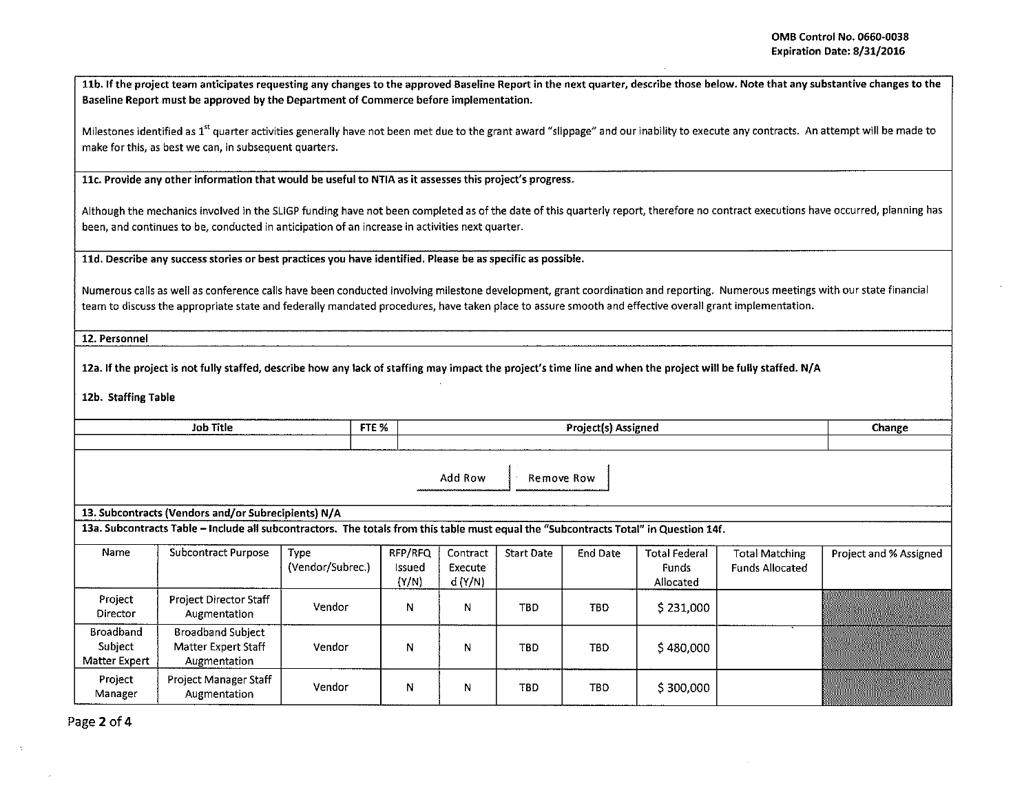**11b. If the project team anticipates requesting any changes to the approved Baseline Report in the next quarter, describe those below. Note that any substantive changes to the Baseline Report must be approved by the Department of Commerce before implementation.**

Milestones identified as 1st quarter activities generally have not been met due to the grant award "slippage" and our inability to execute any contracts. An attempt will be made to make for this, as best we can, in subsequent quarters.

**11c. Provide any other information that would be useful to NTIA as it assesses this project's progress.**

Although the mechanics involved in the SLIGP funding have not been completed as of the date of this quarterly report, therefore no contract executions have occurred, planning has been, and continues to be, conducted in anticipation of an increase in activities next quarter.

**11d. Describe any success stories or best practices you have identified. Please be as specific as possible.**

Numerous calls as well as conference calls have been conducted involving milestone development, grant coordination and reporting. Numerous meetings with our state financial team to discuss the appropriate state and federally mandated procedures, have taken place to assure smooth and effective overall grant implementation.

**12. Personnel**

**12a. If the project is not fully staffed, describe how any lack of staffing may impact the project's time line and when the project will be fully staffed. N/A**

**12b. Staffing Table**

| Job Title | FTE % | Project(s) Assigned | Change |
|---|---|---|---|
| | | | |

Add Row | Remove Row

**13. Subcontracts (Vendors and/or Subrecipients) N/A**

**13a. Subcontracts Table – Include all subcontractors. The totals from this table must equal the "Subcontracts Total" in Question 14f.**

| Name | Subcontract Purpose | Type (Vendor/Subrec.) | RFP/RFQ Issued (Y/N) | Contract Executed (Y/N) | Start Date | End Date | Total Federal Funds Allocated | Total Matching Funds Allocated | Project and % Assigned |
|---|---|---|---|---|---|---|---|---|---|
| Project Director | Project Director Staff Augmentation | Vendor | N | N | TBD | TBD | $ 231,000 | | |
| Broadband Subject Matter Expert | Broadband Subject Matter Expert Staff Augmentation | Vendor | N | N | TBD | TBD | $ 480,000 | | |
| Project Manager | Project Manager Staff Augmentation | Vendor | N | N | TBD | TBD | $ 300,000 | | |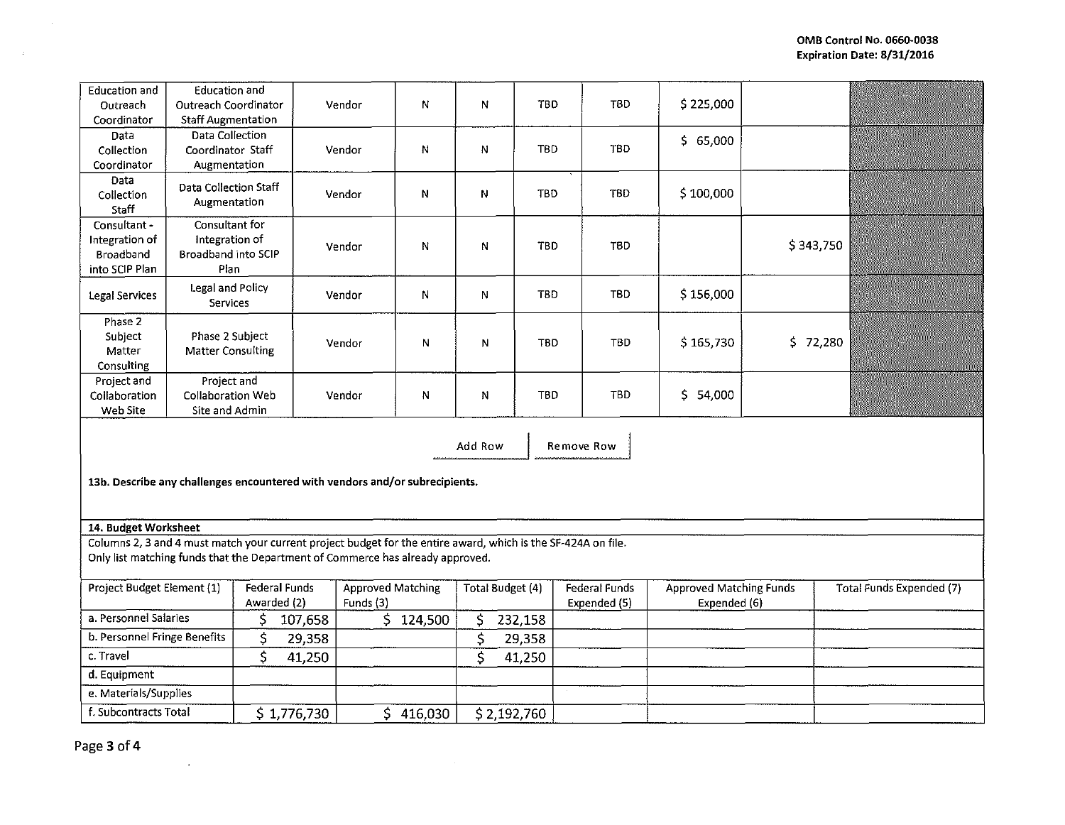| Education and Outreach Coordinator | Education and Outreach Coordinator Staff Augmentation | Vendor | N | N | TBD | TBD | $ 225,000 | | |
|---|---|---|---|---|---|---|---|---|---|
| Data Collection Coordinator | Data Collection Coordinator Staff Augmentation | Vendor | N | N | TBD | TBD | $ 65,000 | | |
| Data Collection Staff | Data Collection Staff Augmentation | Vendor | N | N | TBD | TBD | $ 100,000 | | |
| Consultant - Integration of Broadband into SCIP Plan | Consultant for Integration of Broadband into SCIP Plan | Vendor | N | N | TBD | TBD | | $ 343,750 | |
| Legal Services | Legal and Policy Services | Vendor | N | N | TBD | TBD | $ 156,000 | | |
| Phase 2 Subject Matter Consulting | Phase 2 Subject Matter Consulting | Vendor | N | N | TBD | TBD | $ 165,730 | $ 72,280 | |
| Project and Collaboration Web Site | Project and Collaboration Web Site and Admin | Vendor | N | N | TBD | TBD | $ 54,000 | | |

Add Row | Remove Row

**13b. Describe any challenges encountered with vendors and/or subrecipients.**

**14. Budget Worksheet**

Columns 2, 3 and 4 must match your current project budget for the entire award, which is the SF-424A on file. Only list matching funds that the Department of Commerce has already approved.

| Project Budget Element (1) | Federal Funds Awarded (2) | Approved Matching Funds (3) | Total Budget (4) | Federal Funds Expended (5) | Approved Matching Funds Expended (6) | Total Funds Expended (7) |
|---|---|---|---|---|---|---|
| a. Personnel Salaries | $ 107,658 | $ 124,500 | $ 232,158 | | | |
| b. Personnel Fringe Benefits | $ 29,358 | | $ 29,358 | | | |
| c. Travel | $ 41,250 | | $ 41,250 | | | |
| d. Equipment | | | | | | |
| e. Materials/Supplies | | | | | | |
| f. Subcontracts Total | $ 1,776,730 | $ 416,030 | $ 2,192,760 | | | |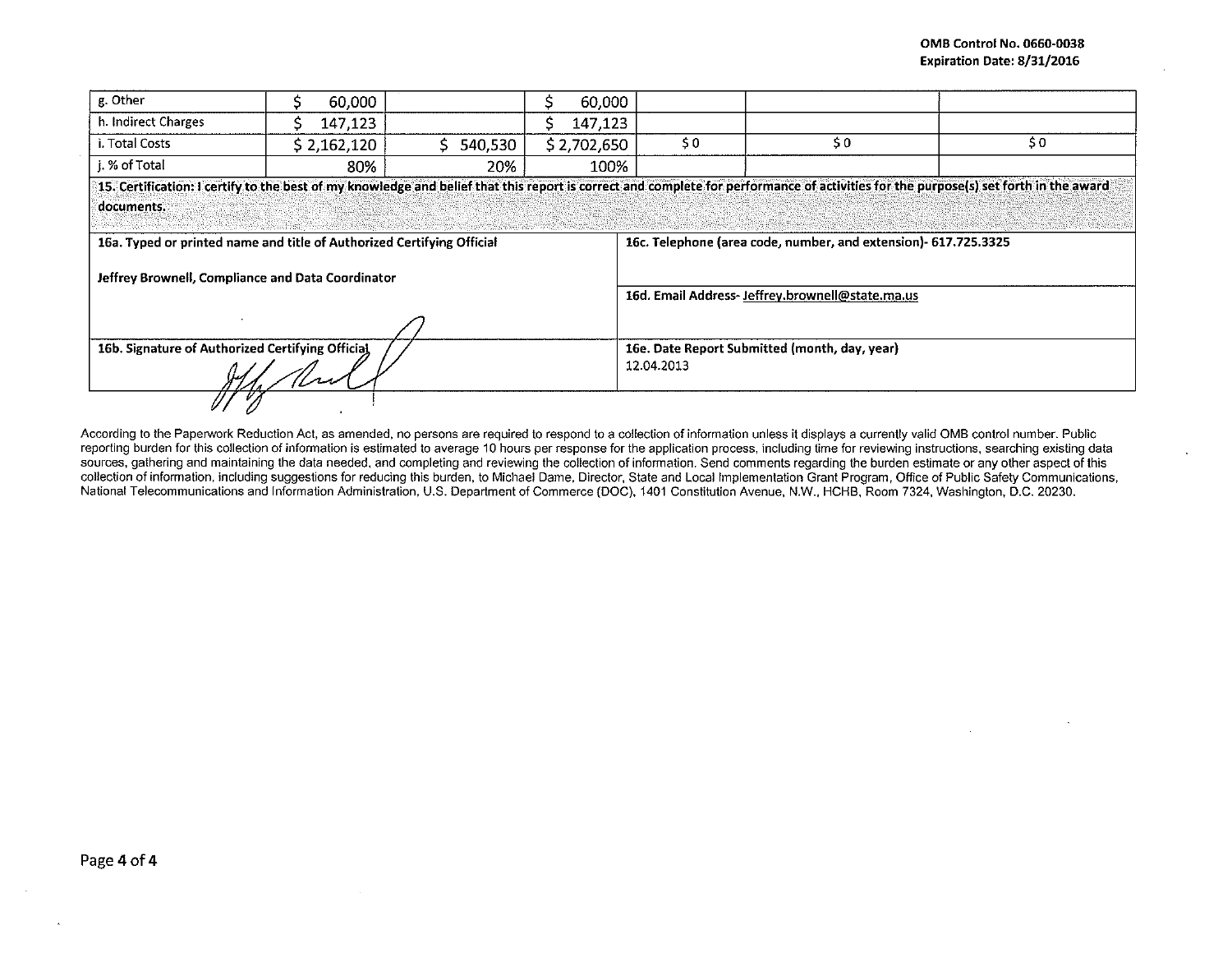| | | | | | | |
|---|---|---|---|---|---|---|
| g. Other | $ 60,000 | | $ 60,000 | | | |
| h. Indirect Charges | $ 147,123 | | $ 147,123 | | | |
| i. Total Costs | $ 2,162,120 | $ 540,530 | $ 2,702,650 | $ 0 | $ 0 | $ 0 |
| j. % of Total | 80% | 20% | 100% | | | |

**15. Certification: I certify to the best of my knowledge and belief that this report is correct and complete for performance of activities for the purpose(s) set forth in the award documents.**

| | |
|---|---|
| **16a. Typed or printed name and title of Authorized Certifying Official**<br><br>**Jeffrey Brownell, Compliance and Data Coordinator** | **16c. Telephone (area code, number, and extension)- 617.725.3325** |
| | **16d. Email Address- Jeffrey.brownell@state.ma.us** |
| **16b. Signature of Authorized Certifying Official** | **16e. Date Report Submitted (month, day, year)**<br>12.04.2013 |

According to the Paperwork Reduction Act, as amended, no persons are required to respond to a collection of information unless it displays a currently valid OMB control number. Public reporting burden for this collection of information is estimated to average 10 hours per response for the application process, including time for reviewing instructions, searching existing data sources, gathering and maintaining the data needed, and completing and reviewing the collection of information. Send comments regarding the burden estimate or any other aspect of this collection of information, including suggestions for reducing this burden, to Michael Dame, Director, State and Local Implementation Grant Program, Office of Public Safety Communications, National Telecommunications and Information Administration, U.S. Department of Commerce (DOC), 1401 Constitution Avenue, N.W., HCHB, Room 7324, Washington, D.C. 20230.